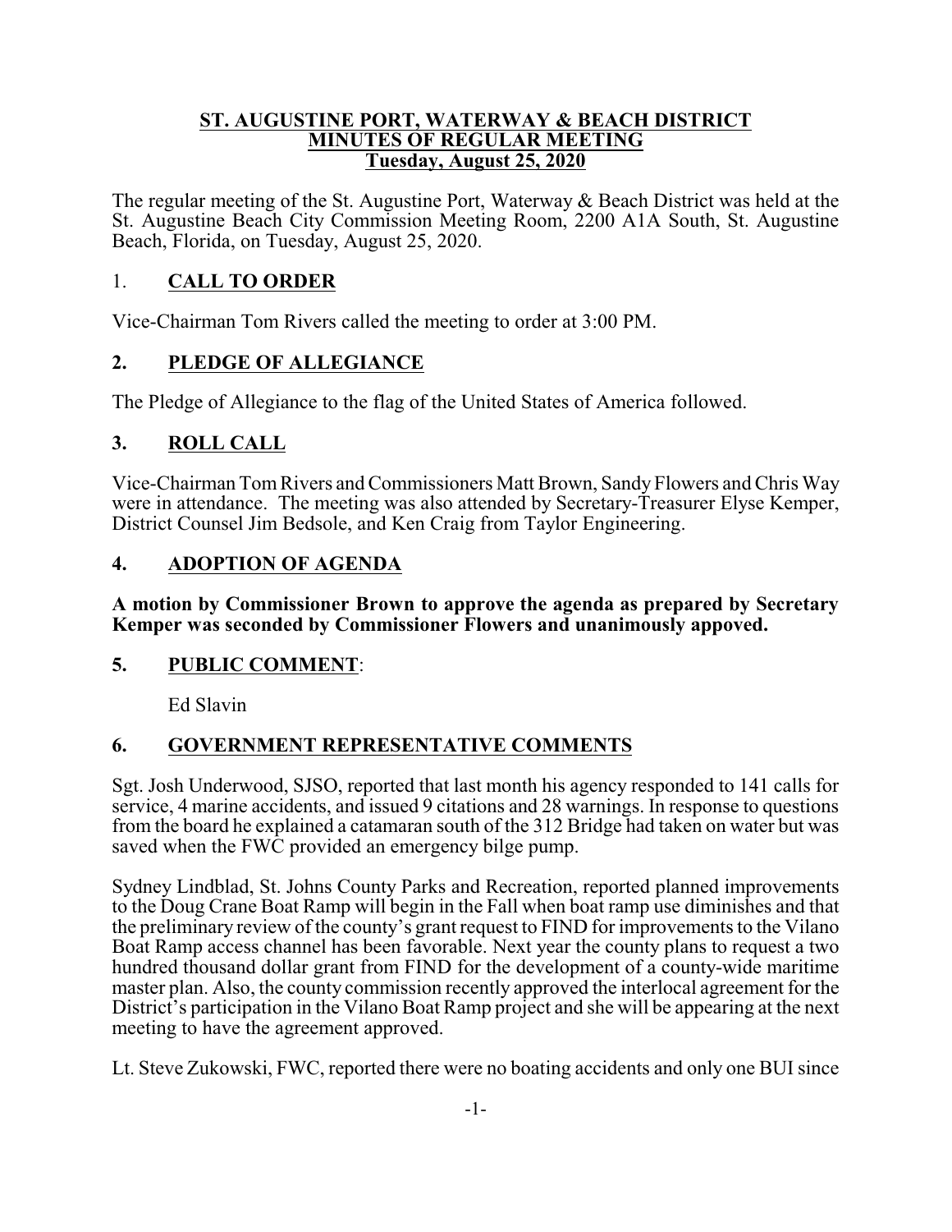**ST. AUGUSTINE PORT, WATERWAY & BEACH DISTRICT**
**MINUTES OF REGULAR MEETING**
**Tuesday, August 25, 2020**

The regular meeting of the St. Augustine Port, Waterway & Beach District was held at the St. Augustine Beach City Commission Meeting Room, 2200 A1A South, St. Augustine Beach, Florida, on Tuesday, August 25, 2020.

## 1. CALL TO ORDER

Vice-Chairman Tom Rivers called the meeting to order at 3:00 PM.

## 2. PLEDGE OF ALLEGIANCE

The Pledge of Allegiance to the flag of the United States of America followed.

## 3. ROLL CALL

Vice-Chairman Tom Rivers and Commissioners Matt Brown, Sandy Flowers and Chris Way were in attendance. The meeting was also attended by Secretary-Treasurer Elyse Kemper, District Counsel Jim Bedsole, and Ken Craig from Taylor Engineering.

## 4. ADOPTION OF AGENDA

**A motion by Commissioner Brown to approve the agenda as prepared by Secretary Kemper was seconded by Commissioner Flowers and unanimously appoved.**

## 5. PUBLIC COMMENT:

Ed Slavin

## 6. GOVERNMENT REPRESENTATIVE COMMENTS

Sgt. Josh Underwood, SJSO, reported that last month his agency responded to 141 calls for service, 4 marine accidents, and issued 9 citations and 28 warnings. In response to questions from the board he explained a catamaran south of the 312 Bridge had taken on water but was saved when the FWC provided an emergency bilge pump.

Sydney Lindblad, St. Johns County Parks and Recreation, reported planned improvements to the Doug Crane Boat Ramp will begin in the Fall when boat ramp use diminishes and that the preliminary review of the county's grant request to FIND for improvements to the Vilano Boat Ramp access channel has been favorable. Next year the county plans to request a two hundred thousand dollar grant from FIND for the development of a county-wide maritime master plan. Also, the county commission recently approved the interlocal agreement for the District's participation in the Vilano Boat Ramp project and she will be appearing at the next meeting to have the agreement approved.

Lt. Steve Zukowski, FWC, reported there were no boating accidents and only one BUI since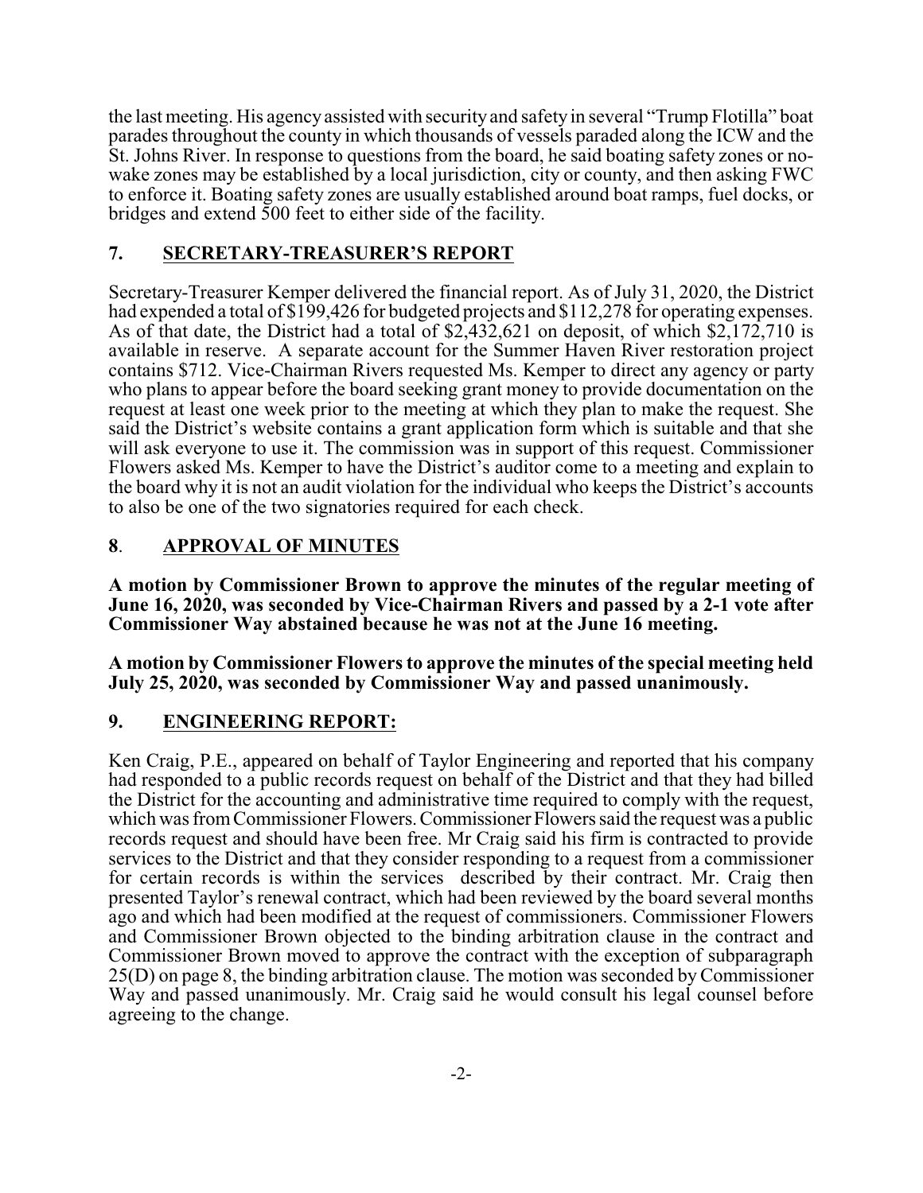the last meeting. His agency assisted with security and safety in several "Trump Flotilla" boat parades throughout the county in which thousands of vessels paraded along the ICW and the St. Johns River. In response to questions from the board, he said boating safety zones or no-wake zones may be established by a local jurisdiction, city or county, and then asking FWC to enforce it. Boating safety zones are usually established around boat ramps, fuel docks, or bridges and extend 500 feet to either side of the facility.

## 7. SECRETARY-TREASURER'S REPORT

Secretary-Treasurer Kemper delivered the financial report. As of July 31, 2020, the District had expended a total of $199,426 for budgeted projects and $112,278 for operating expenses. As of that date, the District had a total of $2,432,621 on deposit, of which $2,172,710 is available in reserve. A separate account for the Summer Haven River restoration project contains $712. Vice-Chairman Rivers requested Ms. Kemper to direct any agency or party who plans to appear before the board seeking grant money to provide documentation on the request at least one week prior to the meeting at which they plan to make the request. She said the District's website contains a grant application form which is suitable and that she will ask everyone to use it. The commission was in support of this request. Commissioner Flowers asked Ms. Kemper to have the District's auditor come to a meeting and explain to the board why it is not an audit violation for the individual who keeps the District's accounts to also be one of the two signatories required for each check.

## 8. APPROVAL OF MINUTES

**A motion by Commissioner Brown to approve the minutes of the regular meeting of June 16, 2020, was seconded by Vice-Chairman Rivers and passed by a 2-1 vote after Commissioner Way abstained because he was not at the June 16 meeting.**

**A motion by Commissioner Flowers to approve the minutes of the special meeting held July 25, 2020, was seconded by Commissioner Way and passed unanimously.**

## 9. ENGINEERING REPORT:

Ken Craig, P.E., appeared on behalf of Taylor Engineering and reported that his company had responded to a public records request on behalf of the District and that they had billed the District for the accounting and administrative time required to comply with the request, which was from Commissioner Flowers. Commissioner Flowers said the request was a public records request and should have been free. Mr Craig said his firm is contracted to provide services to the District and that they consider responding to a request from a commissioner for certain records is within the services described by their contract. Mr. Craig then presented Taylor's renewal contract, which had been reviewed by the board several months ago and which had been modified at the request of commissioners. Commissioner Flowers and Commissioner Brown objected to the binding arbitration clause in the contract and Commissioner Brown moved to approve the contract with the exception of subparagraph 25(D) on page 8, the binding arbitration clause. The motion was seconded by Commissioner Way and passed unanimously. Mr. Craig said he would consult his legal counsel before agreeing to the change.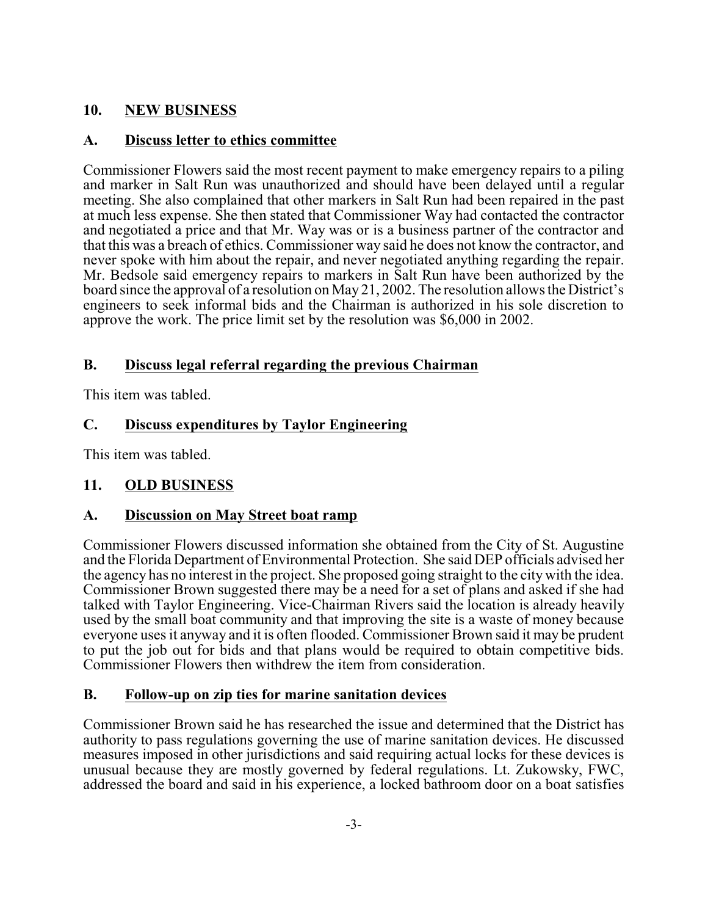## 10. NEW BUSINESS

### A. Discuss letter to ethics committee

Commissioner Flowers said the most recent payment to make emergency repairs to a piling and marker in Salt Run was unauthorized and should have been delayed until a regular meeting. She also complained that other markers in Salt Run had been repaired in the past at much less expense. She then stated that Commissioner Way had contacted the contractor and negotiated a price and that Mr. Way was or is a business partner of the contractor and that this was a breach of ethics. Commissioner way said he does not know the contractor, and never spoke with him about the repair, and never negotiated anything regarding the repair. Mr. Bedsole said emergency repairs to markers in Salt Run have been authorized by the board since the approval of a resolution on May 21, 2002. The resolution allows the District's engineers to seek informal bids and the Chairman is authorized in his sole discretion to approve the work. The price limit set by the resolution was $6,000 in 2002.

### B. Discuss legal referral regarding the previous Chairman

This item was tabled.

### C. Discuss expenditures by Taylor Engineering

This item was tabled.

## 11. OLD BUSINESS

### A. Discussion on May Street boat ramp

Commissioner Flowers discussed information she obtained from the City of St. Augustine and the Florida Department of Environmental Protection. She said DEP officials advised her the agency has no interest in the project. She proposed going straight to the city with the idea. Commissioner Brown suggested there may be a need for a set of plans and asked if she had talked with Taylor Engineering. Vice-Chairman Rivers said the location is already heavily used by the small boat community and that improving the site is a waste of money because everyone uses it anyway and it is often flooded. Commissioner Brown said it may be prudent to put the job out for bids and that plans would be required to obtain competitive bids. Commissioner Flowers then withdrew the item from consideration.

### B. Follow-up on zip ties for marine sanitation devices

Commissioner Brown said he has researched the issue and determined that the District has authority to pass regulations governing the use of marine sanitation devices. He discussed measures imposed in other jurisdictions and said requiring actual locks for these devices is unusual because they are mostly governed by federal regulations. Lt. Zukowsky, FWC, addressed the board and said in his experience, a locked bathroom door on a boat satisfies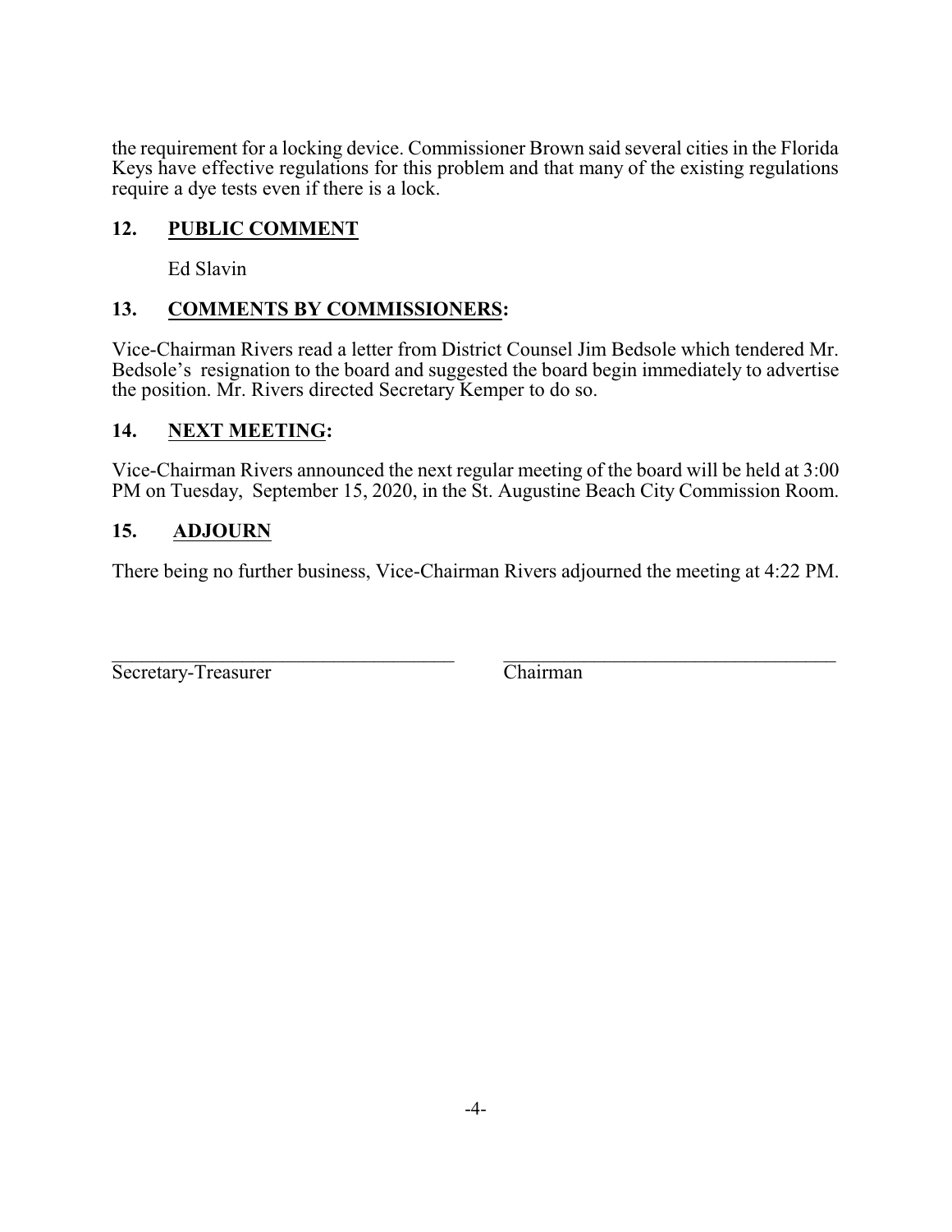the requirement for a locking device. Commissioner Brown said several cities in the Florida Keys have effective regulations for this problem and that many of the existing regulations require a dye tests even if there is a lock.

## 12. PUBLIC COMMENT

Ed Slavin

## 13. COMMENTS BY COMMISSIONERS:

Vice-Chairman Rivers read a letter from District Counsel Jim Bedsole which tendered Mr. Bedsole's resignation to the board and suggested the board begin immediately to advertise the position. Mr. Rivers directed Secretary Kemper to do so.

## 14. NEXT MEETING:

Vice-Chairman Rivers announced the next regular meeting of the board will be held at 3:00 PM on Tuesday, September 15, 2020, in the St. Augustine Beach City Commission Room.

## 15. ADJOURN

There being no further business, Vice-Chairman Rivers adjourned the meeting at 4:22 PM.

\_\_\_\_\_\_\_\_\_\_\_\_\_\_\_\_\_\_\_\_\_\_\_\_\_\_\_\_\_\_\_\_\_\_\_
Secretary-Treasurer

\_\_\_\_\_\_\_\_\_\_\_\_\_\_\_\_\_\_\_\_\_\_\_\_\_\_\_\_\_\_\_\_\_\_\_
Chairman